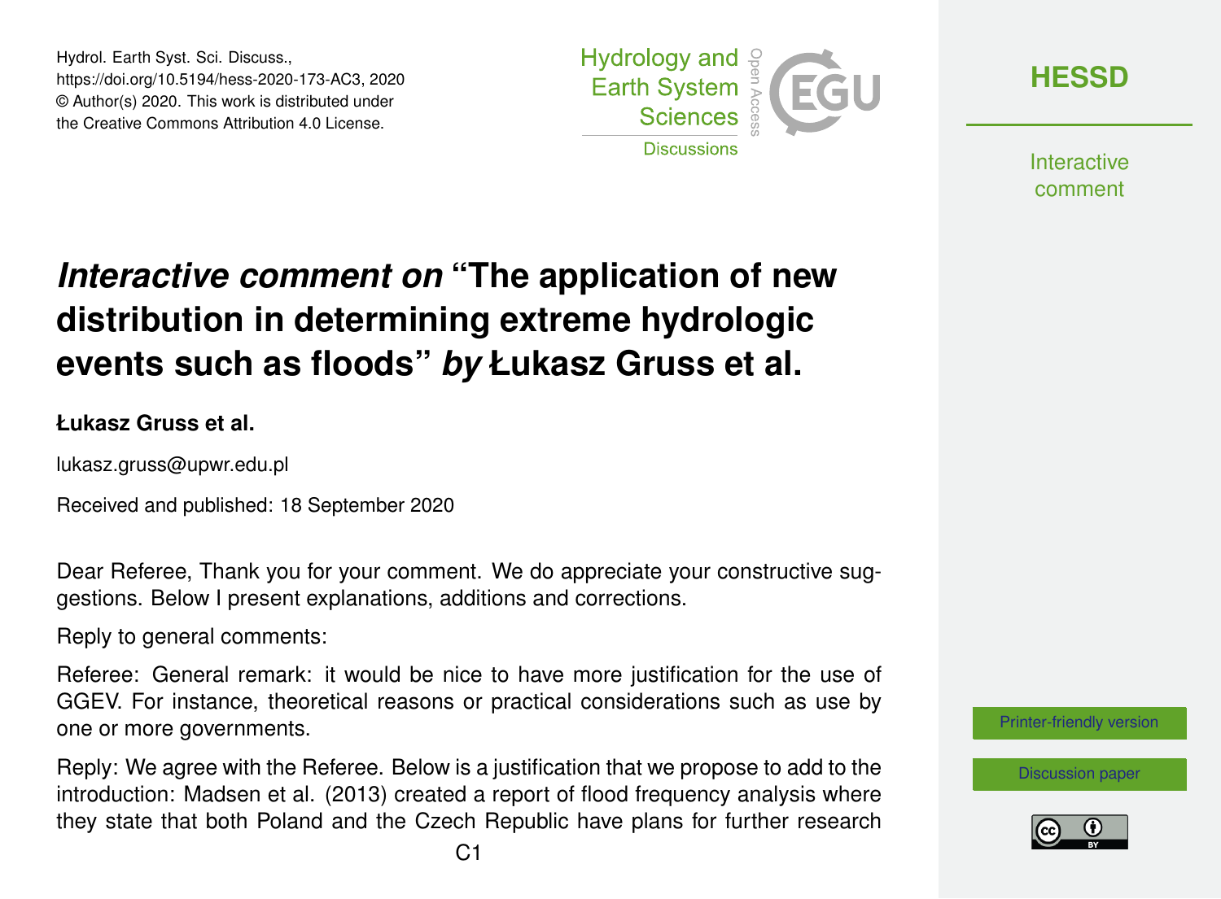# *Interactive comment on* "The application of new distribution in determining extreme hydrologic events such as floods" *by* Łukasz Gruss et al.

**Łukasz Gruss et al.**

lukasz.gruss@upwr.edu.pl

Received and published: 18 September 2020

Dear Referee, Thank you for your comment. We do appreciate your constructive suggestions. Below I present explanations, additions and corrections.

Reply to general comments:

Referee: General remark: it would be nice to have more justification for the use of GGEV. For instance, theoretical reasons or practical considerations such as use by one or more governments.

Reply: We agree with the Referee. Below is a justification that we propose to add to the introduction: Madsen et al. (2013) created a report of flood frequency analysis where they state that both Poland and the Czech Republic have plans for further research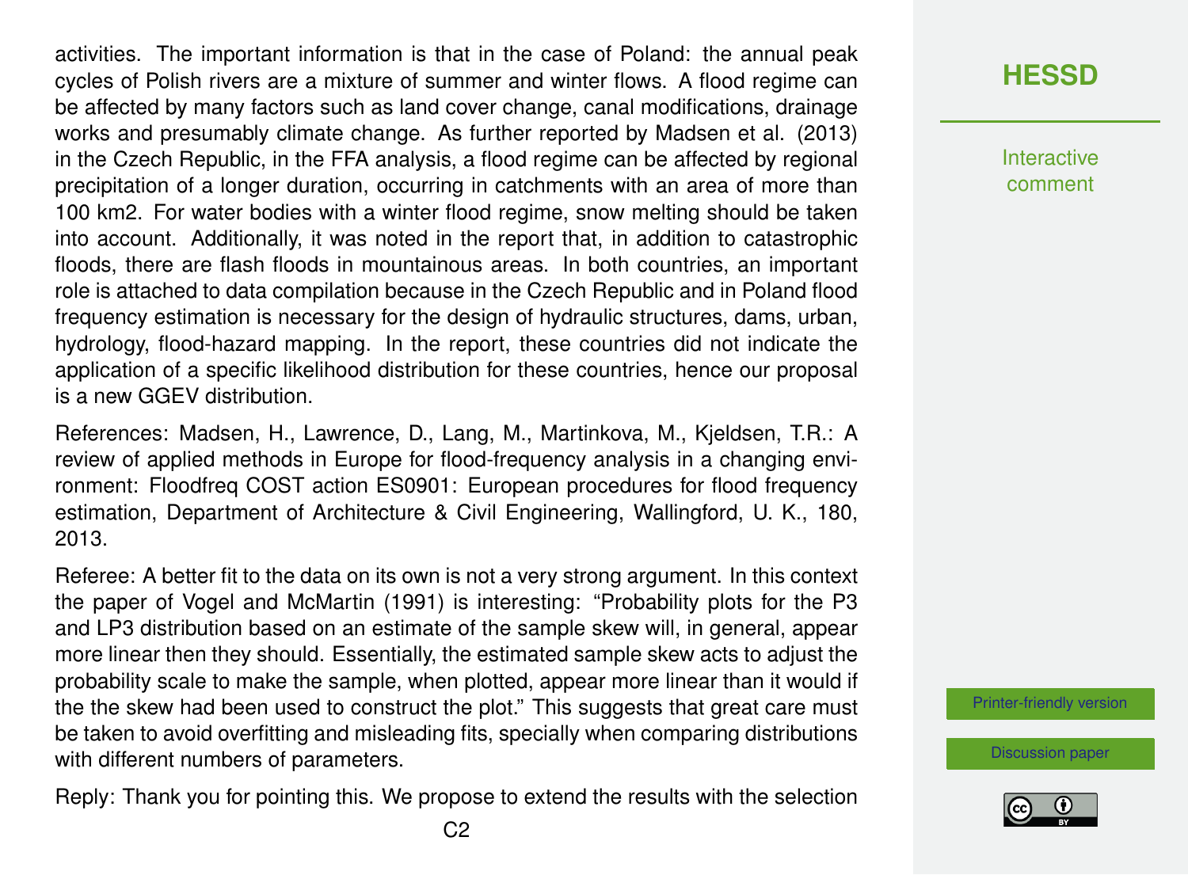activities. The important information is that in the case of Poland: the annual peak cycles of Polish rivers are a mixture of summer and winter flows. A flood regime can be affected by many factors such as land cover change, canal modifications, drainage works and presumably climate change. As further reported by Madsen et al. (2013) in the Czech Republic, in the FFA analysis, a flood regime can be affected by regional precipitation of a longer duration, occurring in catchments with an area of more than 100 km2. For water bodies with a winter flood regime, snow melting should be taken into account. Additionally, it was noted in the report that, in addition to catastrophic floods, there are flash floods in mountainous areas. In both countries, an important role is attached to data compilation because in the Czech Republic and in Poland flood frequency estimation is necessary for the design of hydraulic structures, dams, urban, hydrology, flood-hazard mapping. In the report, these countries did not indicate the application of a specific likelihood distribution for these countries, hence our proposal is a new GGEV distribution.

References: Madsen, H., Lawrence, D., Lang, M., Martinkova, M., Kjeldsen, T.R.: A review of applied methods in Europe for flood-frequency analysis in a changing environment: Floodfreq COST action ES0901: European procedures for flood frequency estimation, Department of Architecture & Civil Engineering, Wallingford, U. K., 180, 2013.

Referee: A better fit to the data on its own is not a very strong argument. In this context the paper of Vogel and McMartin (1991) is interesting: "Probability plots for the P3 and LP3 distribution based on an estimate of the sample skew will, in general, appear more linear then they should. Essentially, the estimated sample skew acts to adjust the probability scale to make the sample, when plotted, appear more linear than it would if the the skew had been used to construct the plot." This suggests that great care must be taken to avoid overfitting and misleading fits, specially when comparing distributions with different numbers of parameters.

Reply: Thank you for pointing this. We propose to extend the results with the selection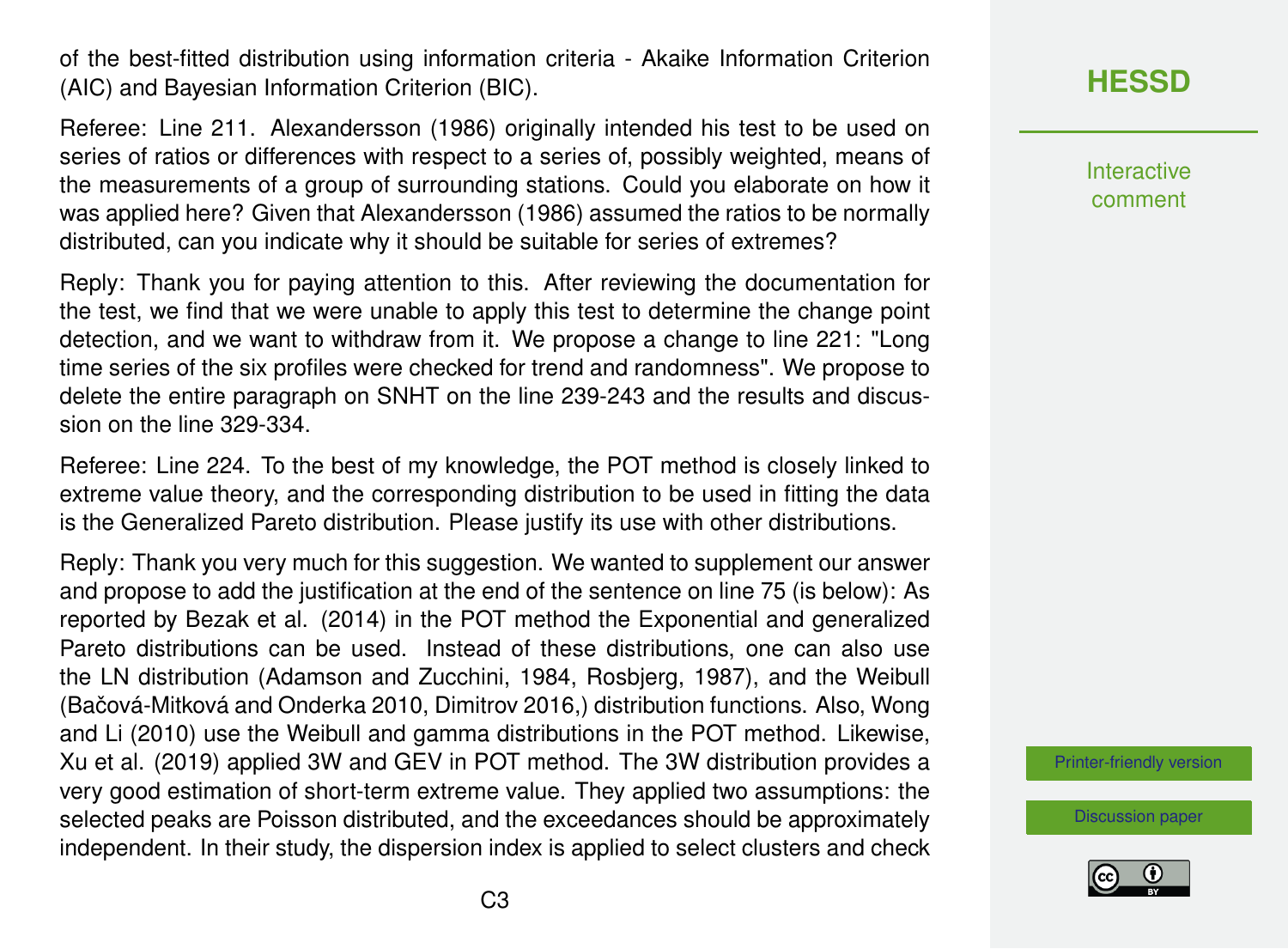of the best-fitted distribution using information criteria - Akaike Information Criterion (AIC) and Bayesian Information Criterion (BIC).

Referee: Line 211. Alexandersson (1986) originally intended his test to be used on series of ratios or differences with respect to a series of, possibly weighted, means of the measurements of a group of surrounding stations. Could you elaborate on how it was applied here? Given that Alexandersson (1986) assumed the ratios to be normally distributed, can you indicate why it should be suitable for series of extremes?

Reply: Thank you for paying attention to this. After reviewing the documentation for the test, we find that we were unable to apply this test to determine the change point detection, and we want to withdraw from it. We propose a change to line 221: "Long time series of the six profiles were checked for trend and randomness". We propose to delete the entire paragraph on SNHT on the line 239-243 and the results and discussion on the line 329-334.

Referee: Line 224. To the best of my knowledge, the POT method is closely linked to extreme value theory, and the corresponding distribution to be used in fitting the data is the Generalized Pareto distribution. Please justify its use with other distributions.

Reply: Thank you very much for this suggestion. We wanted to supplement our answer and propose to add the justification at the end of the sentence on line 75 (is below): As reported by Bezak et al. (2014) in the POT method the Exponential and generalized Pareto distributions can be used. Instead of these distributions, one can also use the LN distribution (Adamson and Zucchini, 1984, Rosbjerg, 1987), and the Weibull (Bačová-Mitková and Onderka 2010, Dimitrov 2016,) distribution functions. Also, Wong and Li (2010) use the Weibull and gamma distributions in the POT method. Likewise, Xu et al. (2019) applied 3W and GEV in POT method. The 3W distribution provides a very good estimation of short-term extreme value. They applied two assumptions: the selected peaks are Poisson distributed, and the exceedances should be approximately independent. In their study, the dispersion index is applied to select clusters and check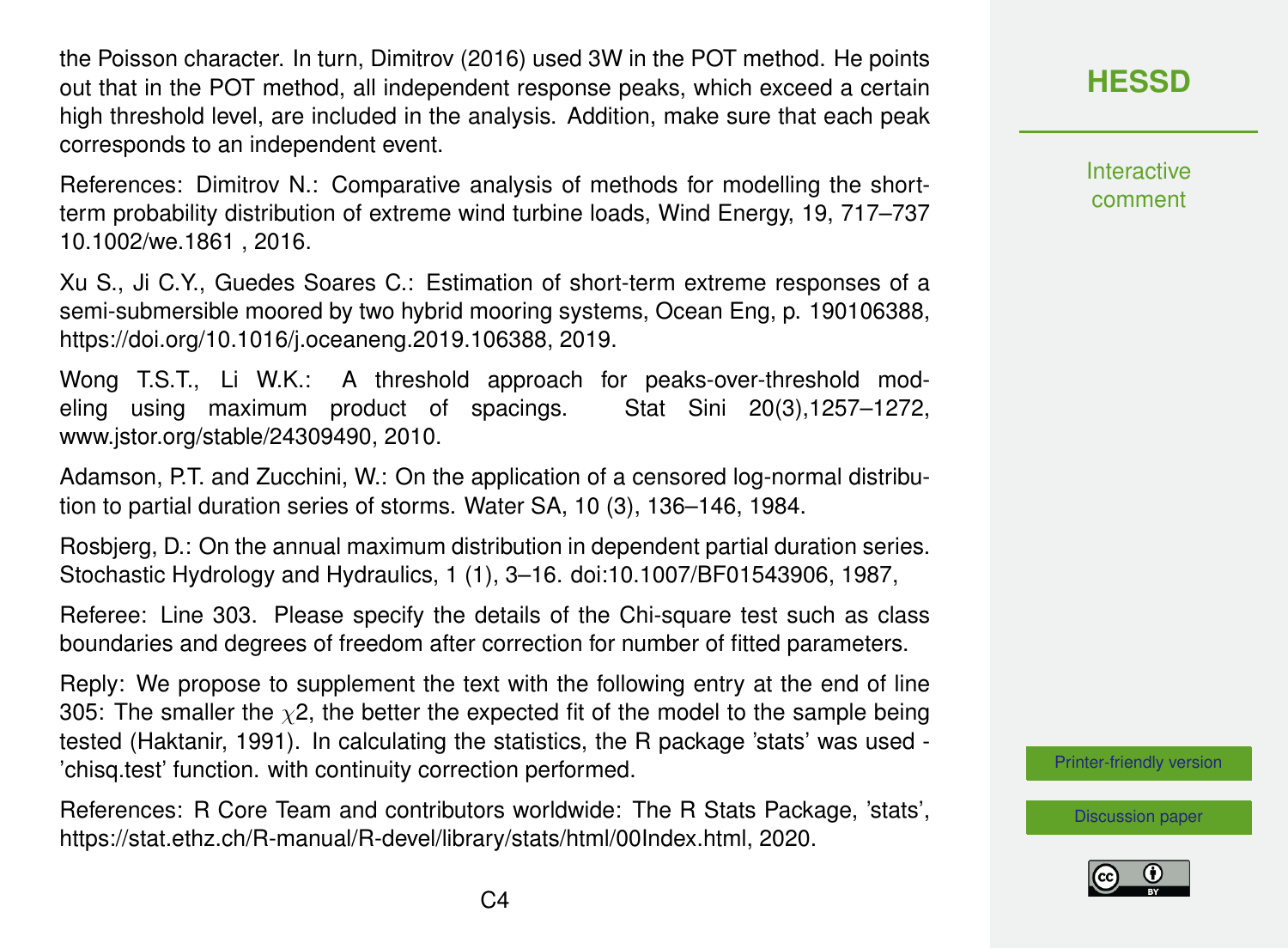the Poisson character. In turn, Dimitrov (2016) used 3W in the POT method. He points out that in the POT method, all independent response peaks, which exceed a certain high threshold level, are included in the analysis. Addition, make sure that each peak corresponds to an independent event.

References: Dimitrov N.: Comparative analysis of methods for modelling the short-term probability distribution of extreme wind turbine loads, Wind Energy, 19, 717–737 10.1002/we.1861 , 2016.

Xu S., Ji C.Y., Guedes Soares C.: Estimation of short-term extreme responses of a semi-submersible moored by two hybrid mooring systems, Ocean Eng, p. 190106388, https://doi.org/10.1016/j.oceaneng.2019.106388, 2019.

Wong T.S.T., Li W.K.: A threshold approach for peaks-over-threshold modeling using maximum product of spacings. Stat Sini 20(3),1257–1272, www.jstor.org/stable/24309490, 2010.

Adamson, P.T. and Zucchini, W.: On the application of a censored log-normal distribution to partial duration series of storms. Water SA, 10 (3), 136–146, 1984.

Rosbjerg, D.: On the annual maximum distribution in dependent partial duration series. Stochastic Hydrology and Hydraulics, 1 (1), 3–16. doi:10.1007/BF01543906, 1987,

Referee: Line 303. Please specify the details of the Chi-square test such as class boundaries and degrees of freedom after correction for number of fitted parameters.

Reply: We propose to supplement the text with the following entry at the end of line 305: The smaller the $\chi 2$, the better the expected fit of the model to the sample being tested (Haktanir, 1991). In calculating the statistics, the R package 'stats' was used - 'chisq.test' function. with continuity correction performed.

References: R Core Team and contributors worldwide: The R Stats Package, 'stats', https://stat.ethz.ch/R-manual/R-devel/library/stats/html/00Index.html, 2020.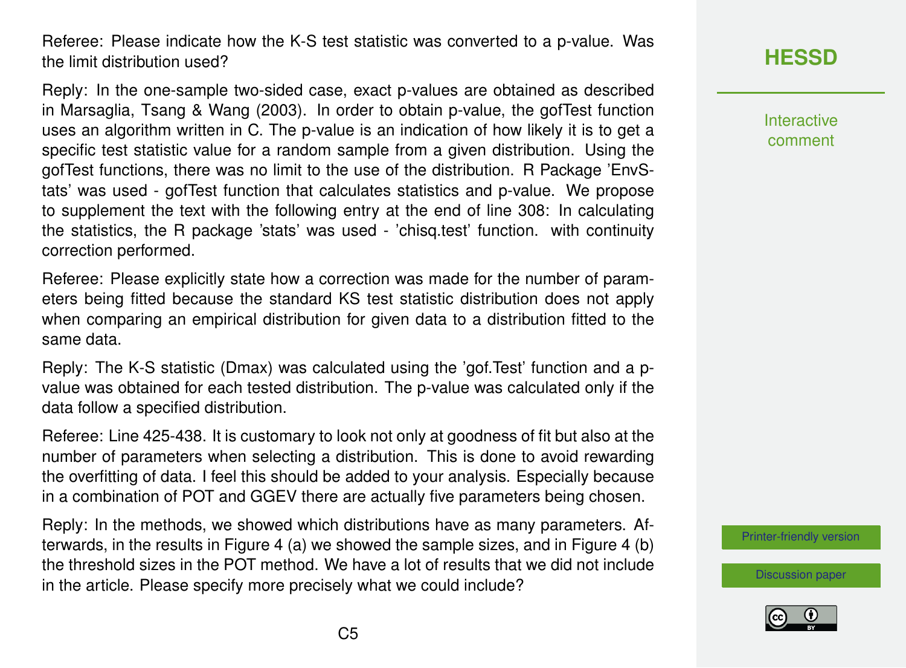Referee: Please indicate how the K-S test statistic was converted to a p-value. Was the limit distribution used?

Reply: In the one-sample two-sided case, exact p-values are obtained as described in Marsaglia, Tsang & Wang (2003). In order to obtain p-value, the gofTest function uses an algorithm written in C. The p-value is an indication of how likely it is to get a specific test statistic value for a random sample from a given distribution. Using the gofTest functions, there was no limit to the use of the distribution. R Package 'EnvStats' was used - gofTest function that calculates statistics and p-value. We propose to supplement the text with the following entry at the end of line 308: In calculating the statistics, the R package 'stats' was used - 'chisq.test' function. with continuity correction performed.

Referee: Please explicitly state how a correction was made for the number of parameters being fitted because the standard KS test statistic distribution does not apply when comparing an empirical distribution for given data to a distribution fitted to the same data.

Reply: The K-S statistic (Dmax) was calculated using the 'gof.Test' function and a p-value was obtained for each tested distribution. The p-value was calculated only if the data follow a specified distribution.

Referee: Line 425-438. It is customary to look not only at goodness of fit but also at the number of parameters when selecting a distribution. This is done to avoid rewarding the overfitting of data. I feel this should be added to your analysis. Especially because in a combination of POT and GGEV there are actually five parameters being chosen.

Reply: In the methods, we showed which distributions have as many parameters. Afterwards, in the results in Figure 4 (a) we showed the sample sizes, and in Figure 4 (b) the threshold sizes in the POT method. We have a lot of results that we did not include in the article. Please specify more precisely what we could include?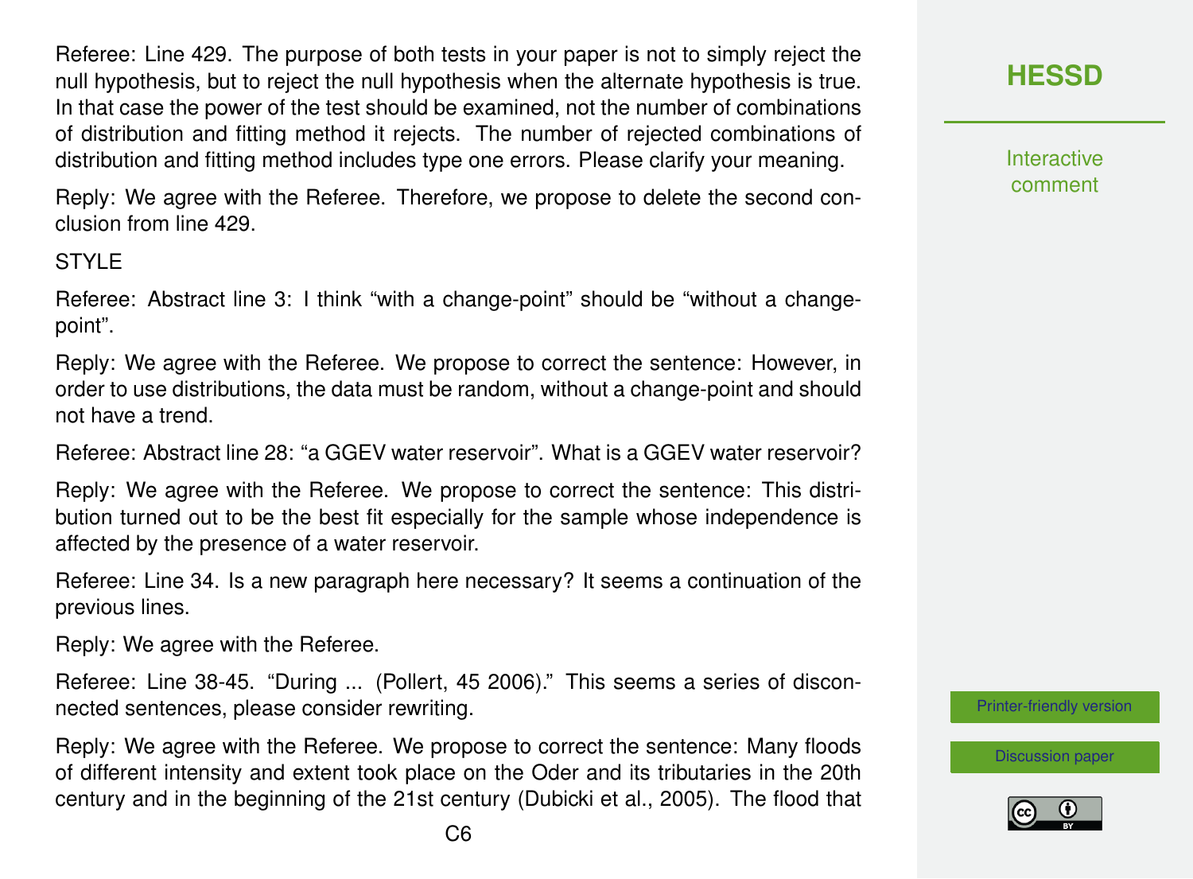Referee: Line 429. The purpose of both tests in your paper is not to simply reject the null hypothesis, but to reject the null hypothesis when the alternate hypothesis is true. In that case the power of the test should be examined, not the number of combinations of distribution and fitting method it rejects. The number of rejected combinations of distribution and fitting method includes type one errors. Please clarify your meaning.

Reply: We agree with the Referee. Therefore, we propose to delete the second conclusion from line 429.

STYLE

Referee: Abstract line 3: I think "with a change-point" should be "without a change-point".

Reply: We agree with the Referee. We propose to correct the sentence: However, in order to use distributions, the data must be random, without a change-point and should not have a trend.

Referee: Abstract line 28: "a GGEV water reservoir". What is a GGEV water reservoir?

Reply: We agree with the Referee. We propose to correct the sentence: This distribution turned out to be the best fit especially for the sample whose independence is affected by the presence of a water reservoir.

Referee: Line 34. Is a new paragraph here necessary? It seems a continuation of the previous lines.

Reply: We agree with the Referee.

Referee: Line 38-45. "During ... (Pollert, 45 2006)." This seems a series of disconnected sentences, please consider rewriting.

Reply: We agree with the Referee. We propose to correct the sentence: Many floods of different intensity and extent took place on the Oder and its tributaries in the 20th century and in the beginning of the 21st century (Dubicki et al., 2005). The flood that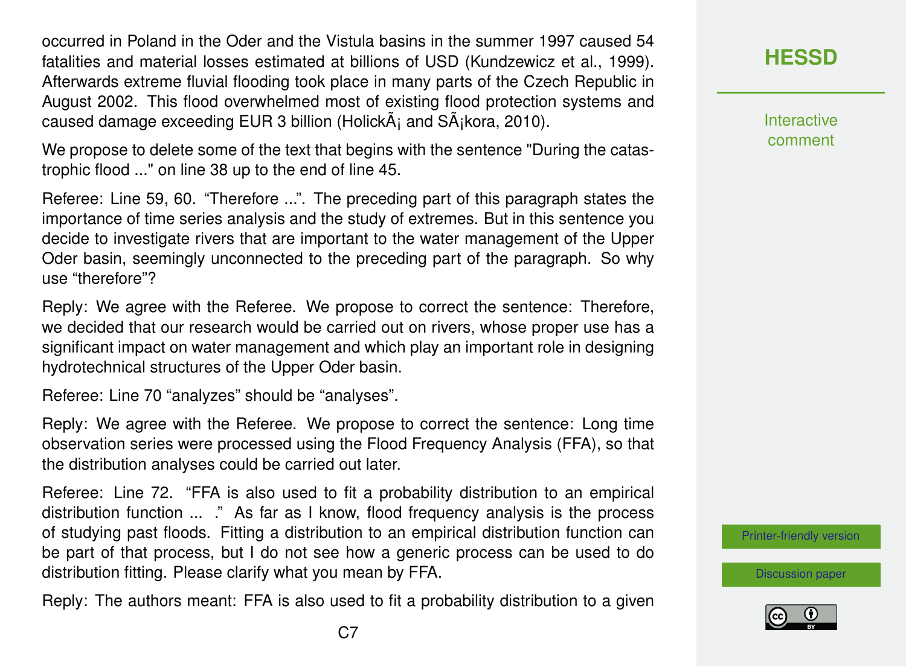occurred in Poland in the Oder and the Vistula basins in the summer 1997 caused 54 fatalities and material losses estimated at billions of USD (Kundzewicz et al., 1999). Afterwards extreme fluvial flooding took place in many parts of the Czech Republic in August 2002. This flood overwhelmed most of existing flood protection systems and caused damage exceeding EUR 3 billion (HolickÃ¡ and SÃ¡kora, 2010).

We propose to delete some of the text that begins with the sentence "During the catastrophic flood ..." on line 38 up to the end of line 45.

Referee: Line 59, 60. "Therefore ...". The preceding part of this paragraph states the importance of time series analysis and the study of extremes. But in this sentence you decide to investigate rivers that are important to the water management of the Upper Oder basin, seemingly unconnected to the preceding part of the paragraph. So why use "therefore"?

Reply: We agree with the Referee. We propose to correct the sentence: Therefore, we decided that our research would be carried out on rivers, whose proper use has a significant impact on water management and which play an important role in designing hydrotechnical structures of the Upper Oder basin.

Referee: Line 70 "analyzes" should be "analyses".

Reply: We agree with the Referee. We propose to correct the sentence: Long time observation series were processed using the Flood Frequency Analysis (FFA), so that the distribution analyses could be carried out later.

Referee: Line 72. "FFA is also used to fit a probability distribution to an empirical distribution function ... ." As far as I know, flood frequency analysis is the process of studying past floods. Fitting a distribution to an empirical distribution function can be part of that process, but I do not see how a generic process can be used to do distribution fitting. Please clarify what you mean by FFA.

Reply: The authors meant: FFA is also used to fit a probability distribution to a given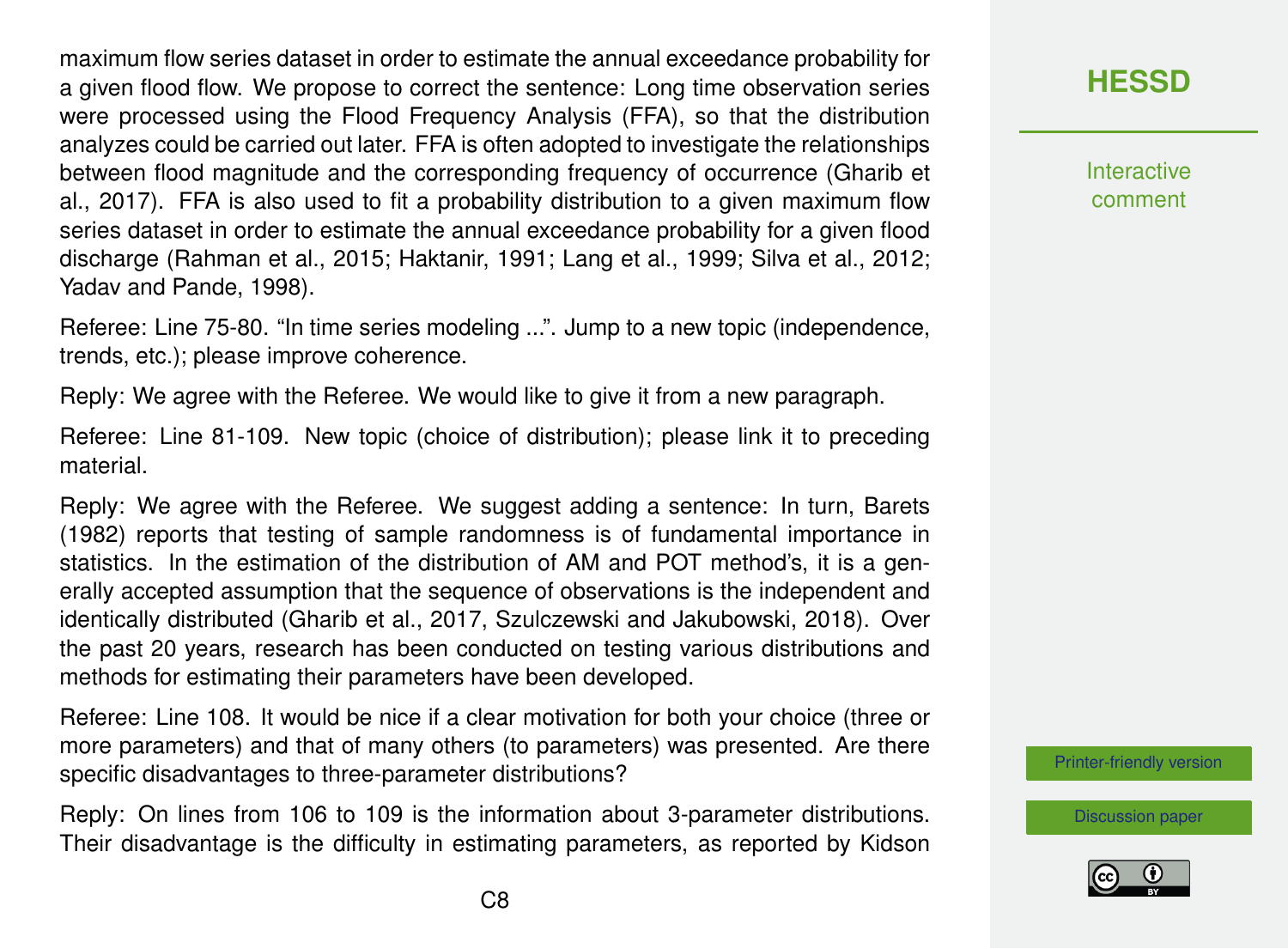maximum flow series dataset in order to estimate the annual exceedance probability for a given flood flow. We propose to correct the sentence: Long time observation series were processed using the Flood Frequency Analysis (FFA), so that the distribution analyzes could be carried out later. FFA is often adopted to investigate the relationships between flood magnitude and the corresponding frequency of occurrence (Gharib et al., 2017). FFA is also used to fit a probability distribution to a given maximum flow series dataset in order to estimate the annual exceedance probability for a given flood discharge (Rahman et al., 2015; Haktanir, 1991; Lang et al., 1999; Silva et al., 2012; Yadav and Pande, 1998).

Referee: Line 75-80. "In time series modeling ...". Jump to a new topic (independence, trends, etc.); please improve coherence.

Reply: We agree with the Referee. We would like to give it from a new paragraph.

Referee: Line 81-109. New topic (choice of distribution); please link it to preceding material.

Reply: We agree with the Referee. We suggest adding a sentence: In turn, Barets (1982) reports that testing of sample randomness is of fundamental importance in statistics. In the estimation of the distribution of AM and POT method's, it is a generally accepted assumption that the sequence of observations is the independent and identically distributed (Gharib et al., 2017, Szulczewski and Jakubowski, 2018). Over the past 20 years, research has been conducted on testing various distributions and methods for estimating their parameters have been developed.

Referee: Line 108. It would be nice if a clear motivation for both your choice (three or more parameters) and that of many others (to parameters) was presented. Are there specific disadvantages to three-parameter distributions?

Reply: On lines from 106 to 109 is the information about 3-parameter distributions. Their disadvantage is the difficulty in estimating parameters, as reported by Kidson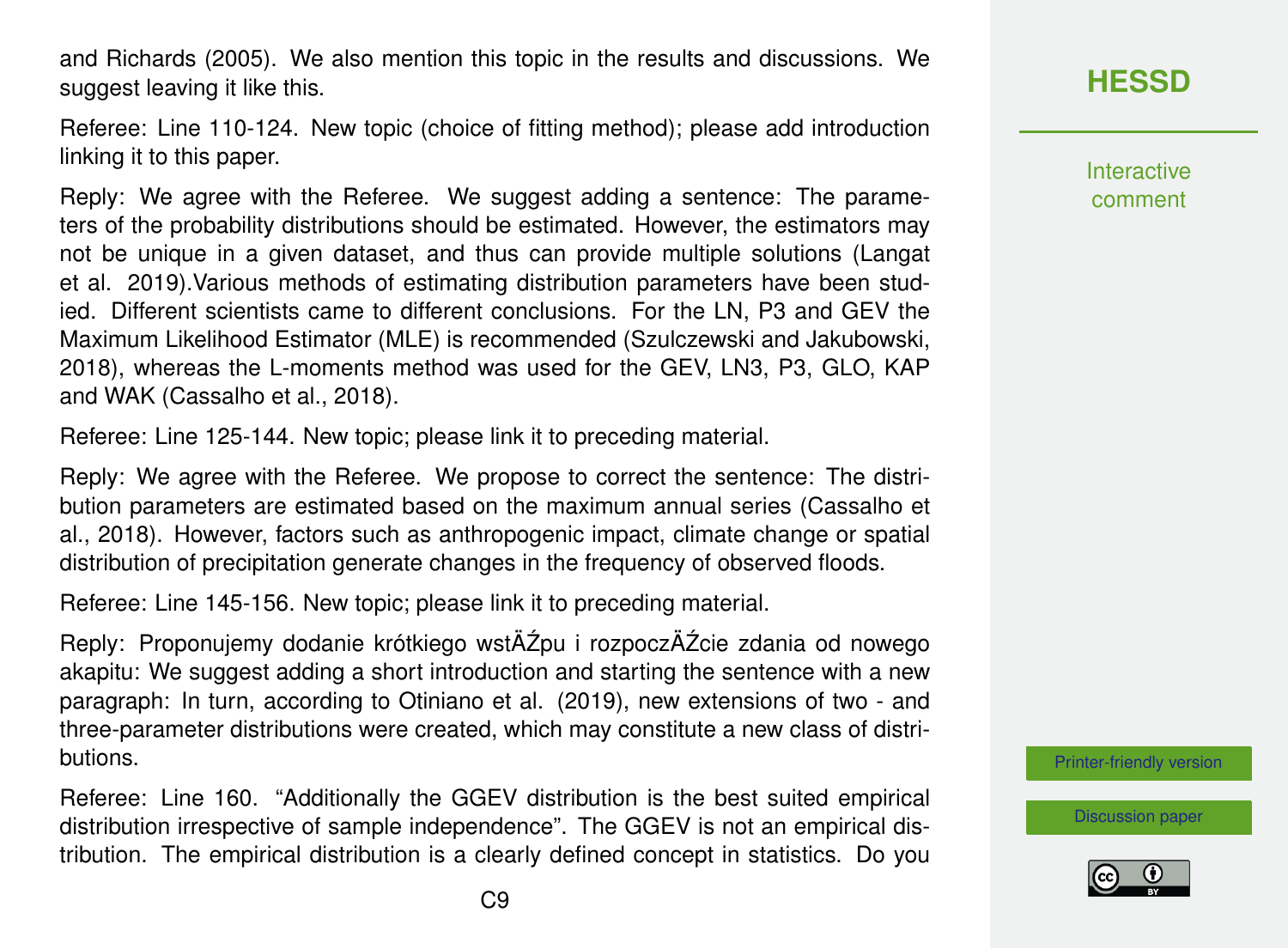and Richards (2005). We also mention this topic in the results and discussions. We suggest leaving it like this.

Referee: Line 110-124. New topic (choice of fitting method); please add introduction linking it to this paper.

Reply: We agree with the Referee. We suggest adding a sentence: The parameters of the probability distributions should be estimated. However, the estimators may not be unique in a given dataset, and thus can provide multiple solutions (Langat et al. 2019).Various methods of estimating distribution parameters have been studied. Different scientists came to different conclusions. For the LN, P3 and GEV the Maximum Likelihood Estimator (MLE) is recommended (Szulczewski and Jakubowski, 2018), whereas the L-moments method was used for the GEV, LN3, P3, GLO, KAP and WAK (Cassalho et al., 2018).

Referee: Line 125-144. New topic; please link it to preceding material.

Reply: We agree with the Referee. We propose to correct the sentence: The distribution parameters are estimated based on the maximum annual series (Cassalho et al., 2018). However, factors such as anthropogenic impact, climate change or spatial distribution of precipitation generate changes in the frequency of observed floods.

Referee: Line 145-156. New topic; please link it to preceding material.

Reply: Proponujemy dodanie krótkiego wstĂŹpu i rozpoczĂŹcie zdania od nowego akapitu: We suggest adding a short introduction and starting the sentence with a new paragraph: In turn, according to Otiniano et al. (2019), new extensions of two - and three-parameter distributions were created, which may constitute a new class of distributions.

Referee: Line 160. "Additionally the GGEV distribution is the best suited empirical distribution irrespective of sample independence". The GGEV is not an empirical distribution. The empirical distribution is a clearly defined concept in statistics. Do you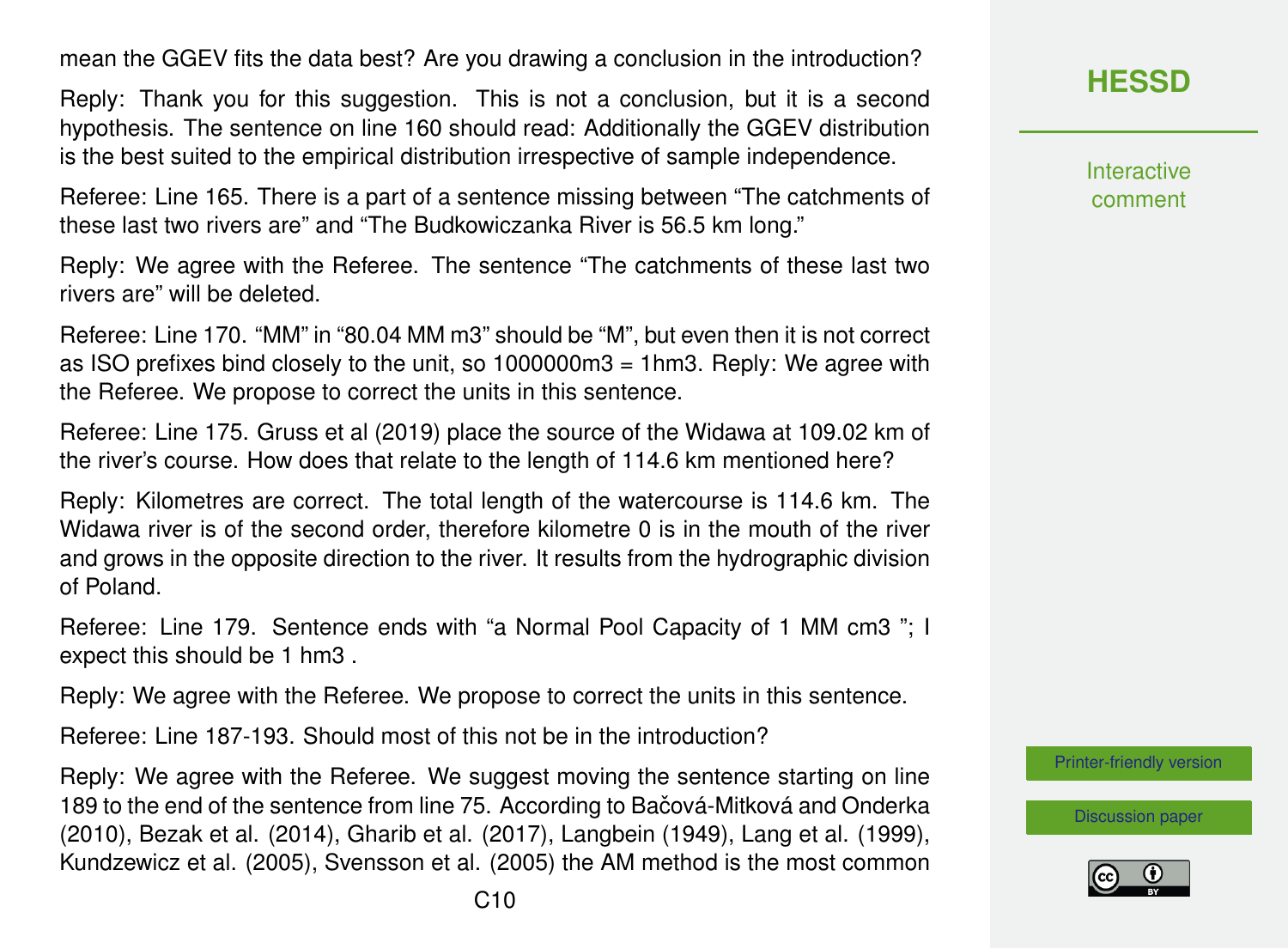mean the GGEV fits the data best? Are you drawing a conclusion in the introduction?

Reply: Thank you for this suggestion. This is not a conclusion, but it is a second hypothesis. The sentence on line 160 should read: Additionally the GGEV distribution is the best suited to the empirical distribution irrespective of sample independence.

Referee: Line 165. There is a part of a sentence missing between "The catchments of these last two rivers are" and "The Budkowiczanka River is 56.5 km long."

Reply: We agree with the Referee. The sentence "The catchments of these last two rivers are" will be deleted.

Referee: Line 170. "MM" in "80.04 MM m3" should be "M", but even then it is not correct as ISO prefixes bind closely to the unit, so 1000000m3 = 1hm3. Reply: We agree with the Referee. We propose to correct the units in this sentence.

Referee: Line 175. Gruss et al (2019) place the source of the Widawa at 109.02 km of the river's course. How does that relate to the length of 114.6 km mentioned here?

Reply: Kilometres are correct. The total length of the watercourse is 114.6 km. The Widawa river is of the second order, therefore kilometre 0 is in the mouth of the river and grows in the opposite direction to the river. It results from the hydrographic division of Poland.

Referee: Line 179. Sentence ends with "a Normal Pool Capacity of 1 MM cm3 "; I expect this should be 1 hm3 .

Reply: We agree with the Referee. We propose to correct the units in this sentence.

Referee: Line 187-193. Should most of this not be in the introduction?

Reply: We agree with the Referee. We suggest moving the sentence starting on line 189 to the end of the sentence from line 75. According to Bačová-Mitková and Onderka (2010), Bezak et al. (2014), Gharib et al. (2017), Langbein (1949), Lang et al. (1999), Kundzewicz et al. (2005), Svensson et al. (2005) the AM method is the most common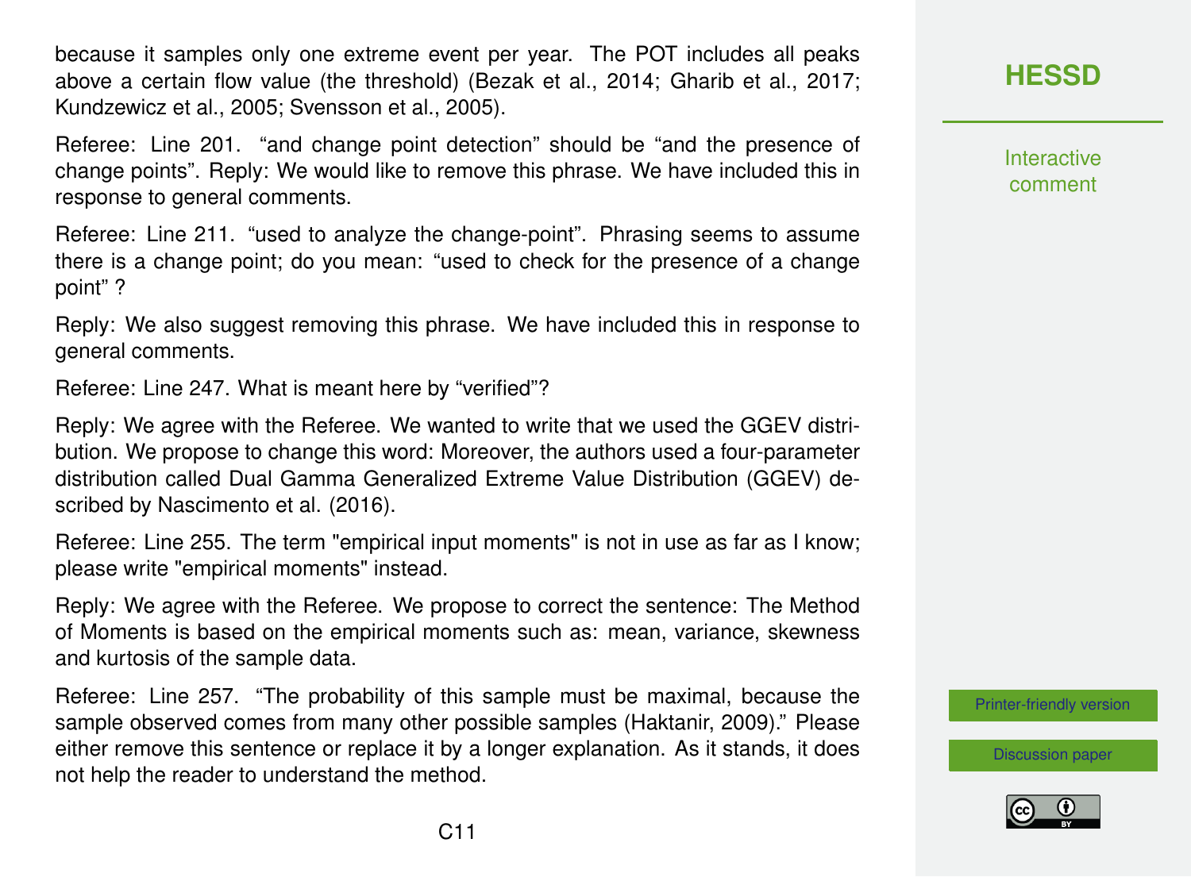because it samples only one extreme event per year. The POT includes all peaks above a certain flow value (the threshold) (Bezak et al., 2014; Gharib et al., 2017; Kundzewicz et al., 2005; Svensson et al., 2005).

Referee: Line 201. "and change point detection" should be "and the presence of change points". Reply: We would like to remove this phrase. We have included this in response to general comments.

Referee: Line 211. "used to analyze the change-point". Phrasing seems to assume there is a change point; do you mean: "used to check for the presence of a change point" ?

Reply: We also suggest removing this phrase. We have included this in response to general comments.

Referee: Line 247. What is meant here by "verified"?

Reply: We agree with the Referee. We wanted to write that we used the GGEV distribution. We propose to change this word: Moreover, the authors used a four-parameter distribution called Dual Gamma Generalized Extreme Value Distribution (GGEV) described by Nascimento et al. (2016).

Referee: Line 255. The term "empirical input moments" is not in use as far as I know; please write "empirical moments" instead.

Reply: We agree with the Referee. We propose to correct the sentence: The Method of Moments is based on the empirical moments such as: mean, variance, skewness and kurtosis of the sample data.

Referee: Line 257. "The probability of this sample must be maximal, because the sample observed comes from many other possible samples (Haktanir, 2009)." Please either remove this sentence or replace it by a longer explanation. As it stands, it does not help the reader to understand the method.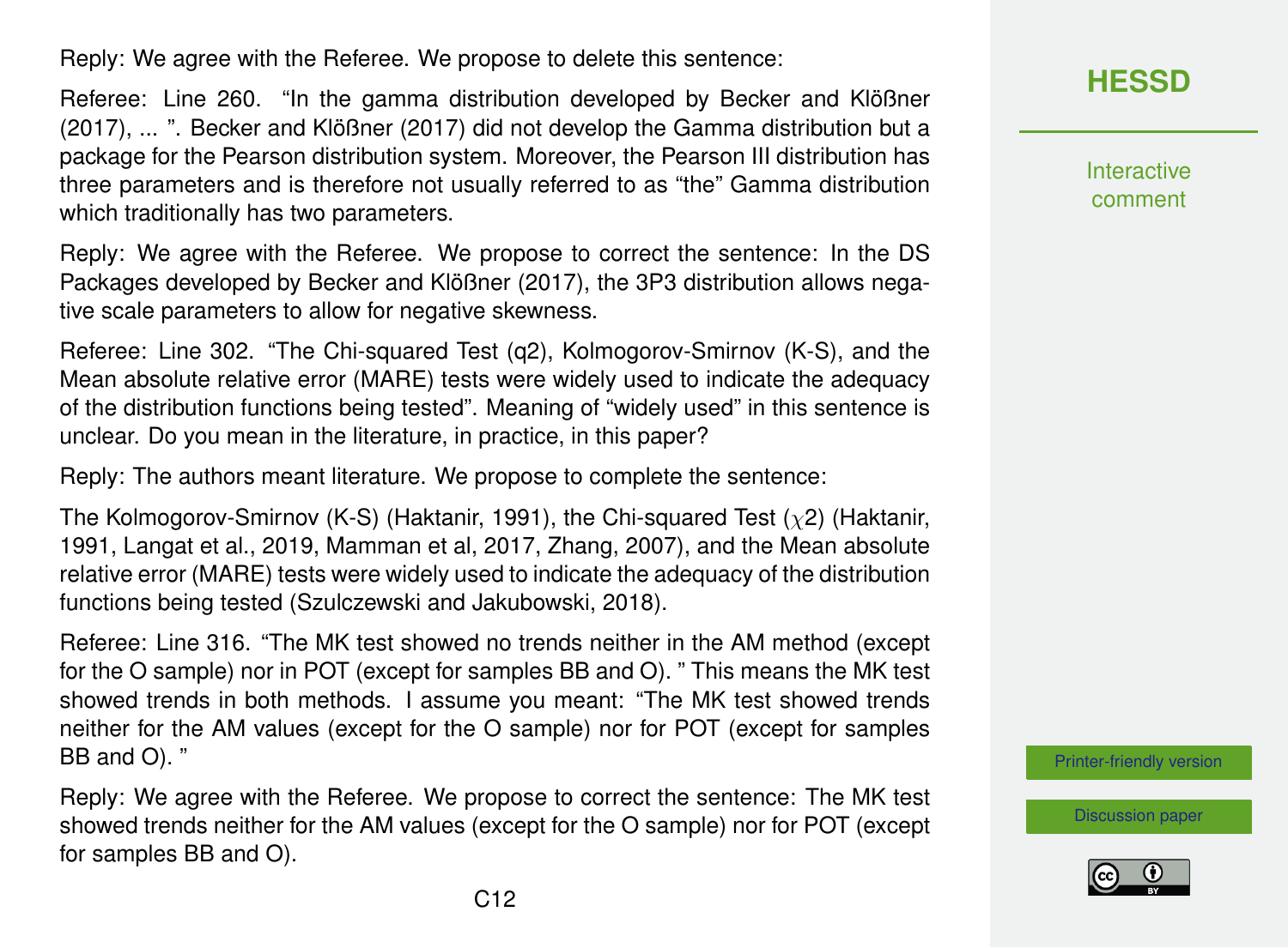Reply: We agree with the Referee. We propose to delete this sentence:

Referee: Line 260. "In the gamma distribution developed by Becker and Klößner (2017), ... ". Becker and Klößner (2017) did not develop the Gamma distribution but a package for the Pearson distribution system. Moreover, the Pearson III distribution has three parameters and is therefore not usually referred to as "the" Gamma distribution which traditionally has two parameters.

Reply: We agree with the Referee. We propose to correct the sentence: In the DS Packages developed by Becker and Klößner (2017), the 3P3 distribution allows negative scale parameters to allow for negative skewness.

Referee: Line 302. "The Chi-squared Test (q2), Kolmogorov-Smirnov (K-S), and the Mean absolute relative error (MARE) tests were widely used to indicate the adequacy of the distribution functions being tested". Meaning of "widely used" in this sentence is unclear. Do you mean in the literature, in practice, in this paper?

Reply: The authors meant literature. We propose to complete the sentence:

The Kolmogorov-Smirnov (K-S) (Haktanir, 1991), the Chi-squared Test ($\chi 2$) (Haktanir, 1991, Langat et al., 2019, Mamman et al, 2017, Zhang, 2007), and the Mean absolute relative error (MARE) tests were widely used to indicate the adequacy of the distribution functions being tested (Szulczewski and Jakubowski, 2018).

Referee: Line 316. "The MK test showed no trends neither in the AM method (except for the O sample) nor in POT (except for samples BB and O). " This means the MK test showed trends in both methods. I assume you meant: "The MK test showed trends neither for the AM values (except for the O sample) nor for POT (except for samples BB and O). "

Reply: We agree with the Referee. We propose to correct the sentence: The MK test showed trends neither for the AM values (except for the O sample) nor for POT (except for samples BB and O).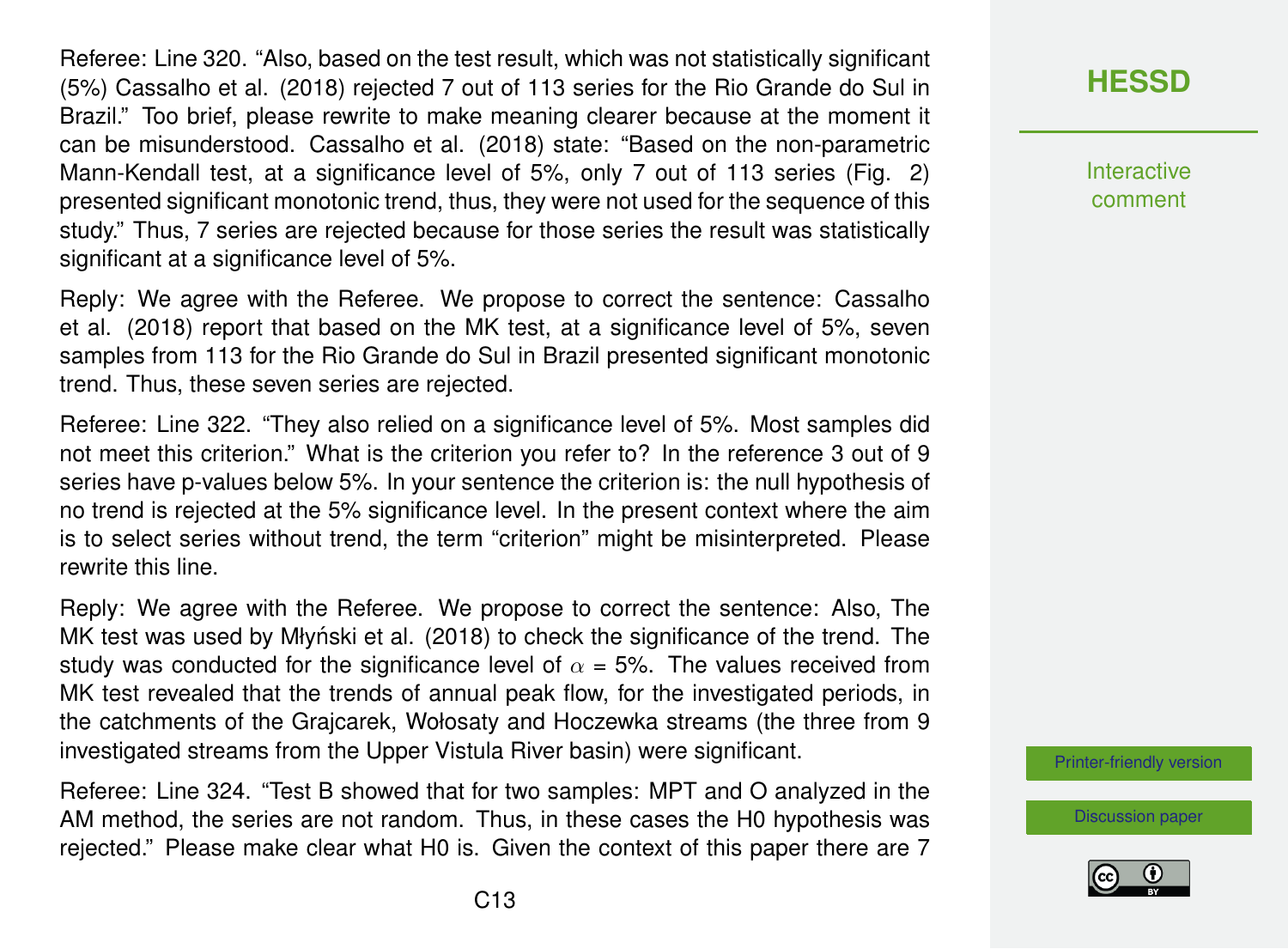Referee: Line 320. “Also, based on the test result, which was not statistically significant (5%) Cassalho et al. (2018) rejected 7 out of 113 series for the Rio Grande do Sul in Brazil.” Too brief, please rewrite to make meaning clearer because at the moment it can be misunderstood. Cassalho et al. (2018) state: “Based on the non-parametric Mann-Kendall test, at a significance level of 5%, only 7 out of 113 series (Fig. 2) presented significant monotonic trend, thus, they were not used for the sequence of this study.” Thus, 7 series are rejected because for those series the result was statistically significant at a significance level of 5%.

Reply: We agree with the Referee. We propose to correct the sentence: Cassalho et al. (2018) report that based on the MK test, at a significance level of 5%, seven samples from 113 for the Rio Grande do Sul in Brazil presented significant monotonic trend. Thus, these seven series are rejected.

Referee: Line 322. “They also relied on a significance level of 5%. Most samples did not meet this criterion.” What is the criterion you refer to? In the reference 3 out of 9 series have p-values below 5%. In your sentence the criterion is: the null hypothesis of no trend is rejected at the 5% significance level. In the present context where the aim is to select series without trend, the term “criterion” might be misinterpreted. Please rewrite this line.

Reply: We agree with the Referee. We propose to correct the sentence: Also, The MK test was used by Młyński et al. (2018) to check the significance of the trend. The study was conducted for the significance level of $\alpha$ = 5%. The values received from MK test revealed that the trends of annual peak flow, for the investigated periods, in the catchments of the Grajcarek, Wołosaty and Hoczewka streams (the three from 9 investigated streams from the Upper Vistula River basin) were significant.

Referee: Line 324. “Test B showed that for two samples: MPT and O analyzed in the AM method, the series are not random. Thus, in these cases the H0 hypothesis was rejected.” Please make clear what H0 is. Given the context of this paper there are 7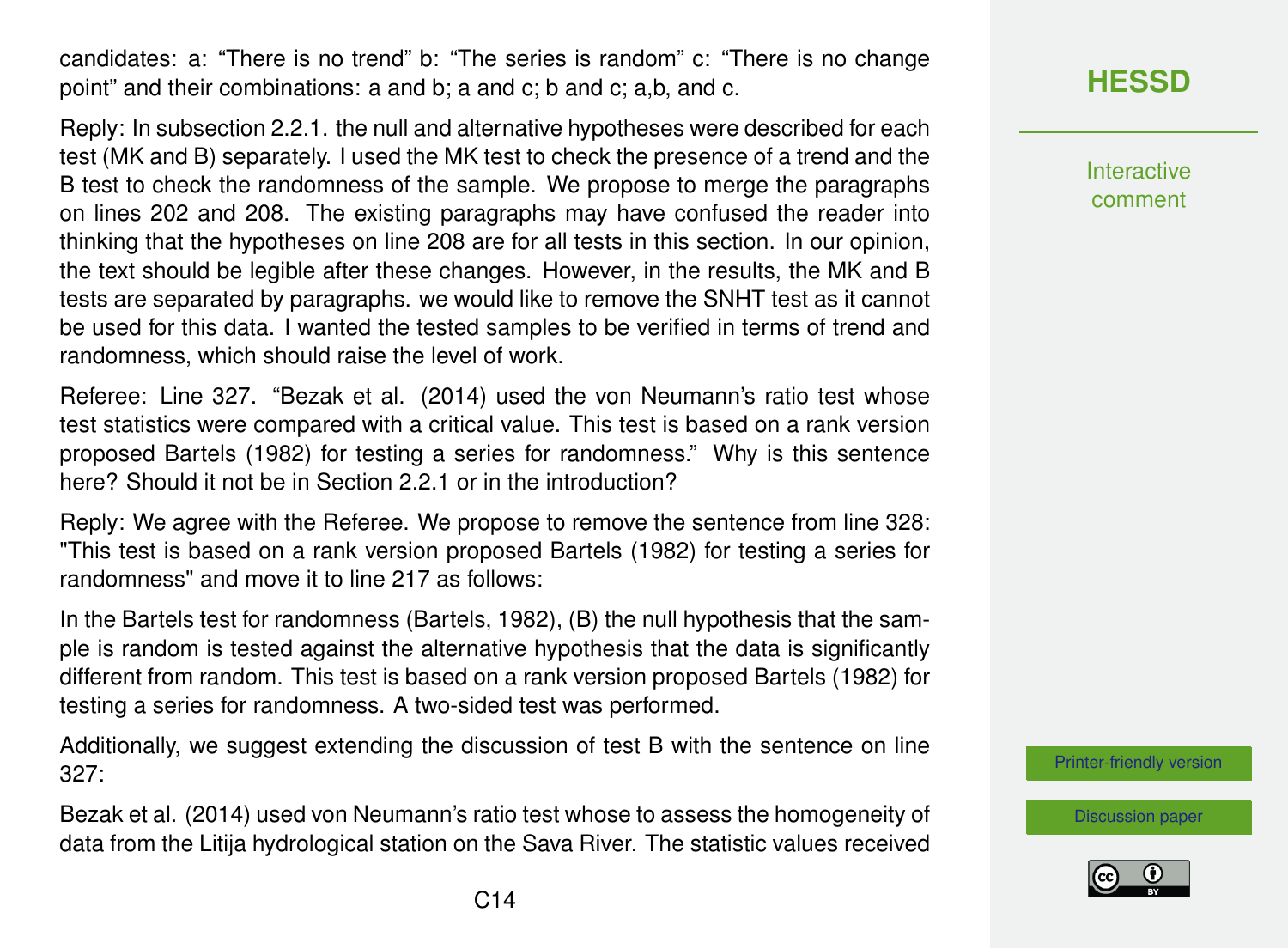candidates: a: “There is no trend” b: “The series is random” c: “There is no change point” and their combinations: a and b; a and c; b and c; a,b, and c.

Reply: In subsection 2.2.1. the null and alternative hypotheses were described for each test (MK and B) separately. I used the MK test to check the presence of a trend and the B test to check the randomness of the sample. We propose to merge the paragraphs on lines 202 and 208. The existing paragraphs may have confused the reader into thinking that the hypotheses on line 208 are for all tests in this section. In our opinion, the text should be legible after these changes. However, in the results, the MK and B tests are separated by paragraphs. we would like to remove the SNHT test as it cannot be used for this data. I wanted the tested samples to be verified in terms of trend and randomness, which should raise the level of work.

Referee: Line 327. “Bezak et al. (2014) used the von Neumann’s ratio test whose test statistics were compared with a critical value. This test is based on a rank version proposed Bartels (1982) for testing a series for randomness.” Why is this sentence here? Should it not be in Section 2.2.1 or in the introduction?

Reply: We agree with the Referee. We propose to remove the sentence from line 328: "This test is based on a rank version proposed Bartels (1982) for testing a series for randomness" and move it to line 217 as follows:

In the Bartels test for randomness (Bartels, 1982), (B) the null hypothesis that the sample is random is tested against the alternative hypothesis that the data is significantly different from random. This test is based on a rank version proposed Bartels (1982) for testing a series for randomness. A two-sided test was performed.

Additionally, we suggest extending the discussion of test B with the sentence on line 327:

Bezak et al. (2014) used von Neumann’s ratio test whose to assess the homogeneity of data from the Litija hydrological station on the Sava River. The statistic values received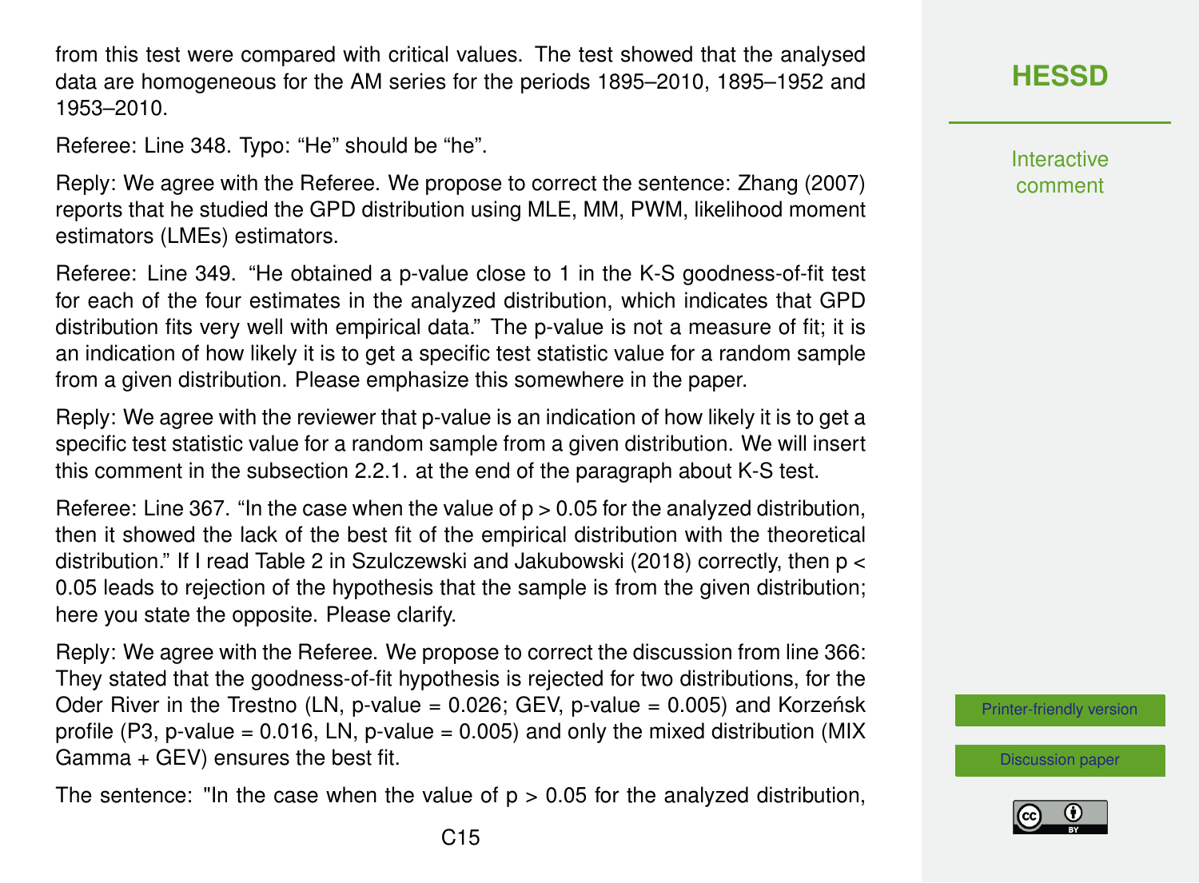from this test were compared with critical values. The test showed that the analysed data are homogeneous for the AM series for the periods 1895–2010, 1895–1952 and 1953–2010.

Referee: Line 348. Typo: "He" should be "he".

Reply: We agree with the Referee. We propose to correct the sentence: Zhang (2007) reports that he studied the GPD distribution using MLE, MM, PWM, likelihood moment estimators (LMEs) estimators.

Referee: Line 349. "He obtained a p-value close to 1 in the K-S goodness-of-fit test for each of the four estimates in the analyzed distribution, which indicates that GPD distribution fits very well with empirical data." The p-value is not a measure of fit; it is an indication of how likely it is to get a specific test statistic value for a random sample from a given distribution. Please emphasize this somewhere in the paper.

Reply: We agree with the reviewer that p-value is an indication of how likely it is to get a specific test statistic value for a random sample from a given distribution. We will insert this comment in the subsection 2.2.1. at the end of the paragraph about K-S test.

Referee: Line 367. "In the case when the value of $p > 0.05$ for the analyzed distribution, then it showed the lack of the best fit of the empirical distribution with the theoretical distribution." If I read Table 2 in Szulczewski and Jakubowski (2018) correctly, then $p < 0.05$ leads to rejection of the hypothesis that the sample is from the given distribution; here you state the opposite. Please clarify.

Reply: We agree with the Referee. We propose to correct the discussion from line 366: They stated that the goodness-of-fit hypothesis is rejected for two distributions, for the Oder River in the Trestno (LN, p-value = 0.026; GEV, p-value = 0.005) and Korzeńsk profile (P3, p-value = 0.016, LN, p-value = 0.005) and only the mixed distribution (MIX Gamma + GEV) ensures the best fit.

The sentence: "In the case when the value of $p > 0.05$ for the analyzed distribution,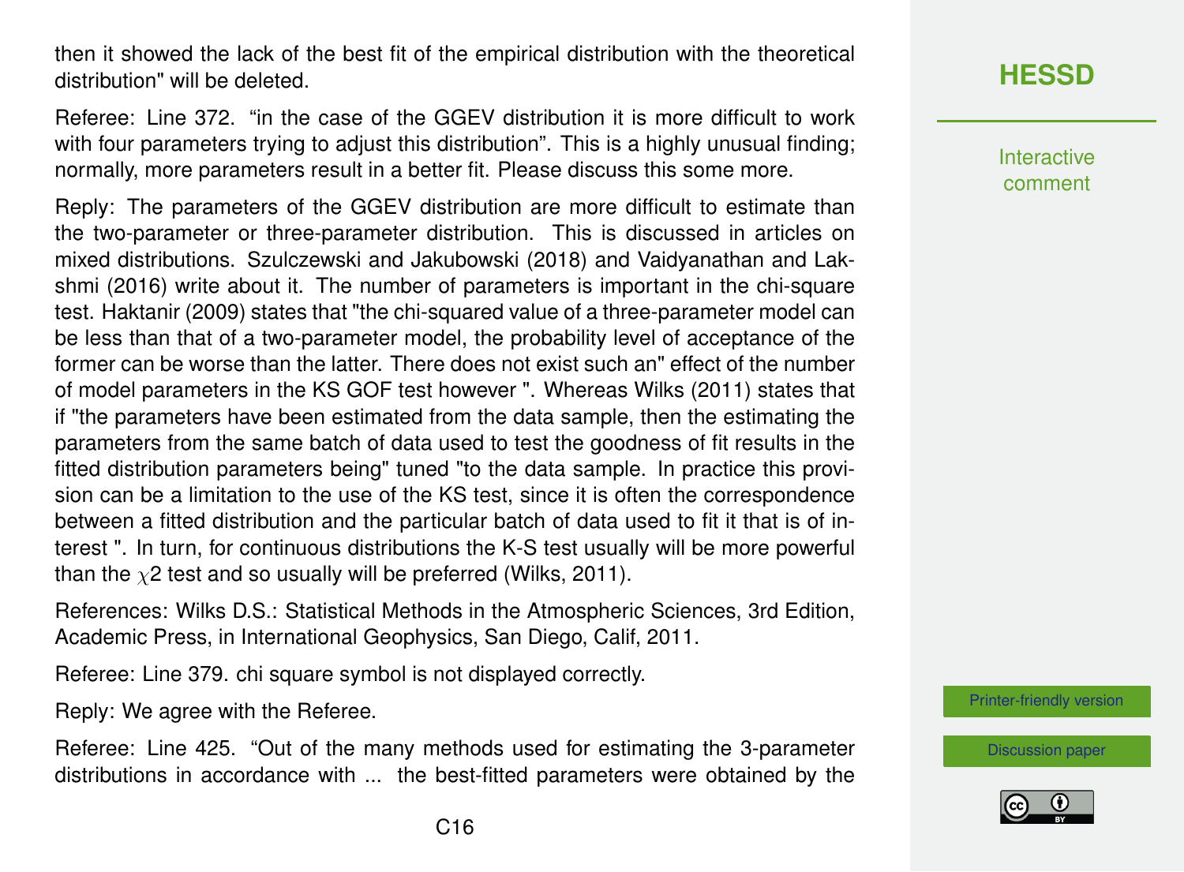then it showed the lack of the best fit of the empirical distribution with the theoretical distribution" will be deleted.

Referee: Line 372. "in the case of the GGEV distribution it is more difficult to work with four parameters trying to adjust this distribution". This is a highly unusual finding; normally, more parameters result in a better fit. Please discuss this some more.

Reply: The parameters of the GGEV distribution are more difficult to estimate than the two-parameter or three-parameter distribution. This is discussed in articles on mixed distributions. Szulczewski and Jakubowski (2018) and Vaidyanathan and Lakshmi (2016) write about it. The number of parameters is important in the chi-square test. Haktanir (2009) states that "the chi-squared value of a three-parameter model can be less than that of a two-parameter model, the probability level of acceptance of the former can be worse than the latter. There does not exist such an" effect of the number of model parameters in the KS GOF test however ". Whereas Wilks (2011) states that if "the parameters have been estimated from the data sample, then the estimating the parameters from the same batch of data used to test the goodness of fit results in the fitted distribution parameters being" tuned "to the data sample. In practice this provision can be a limitation to the use of the KS test, since it is often the correspondence between a fitted distribution and the particular batch of data used to fit it that is of interest ". In turn, for continuous distributions the K-S test usually will be more powerful than the $\chi$2 test and so usually will be preferred (Wilks, 2011).

References: Wilks D.S.: Statistical Methods in the Atmospheric Sciences, 3rd Edition, Academic Press, in International Geophysics, San Diego, Calif, 2011.

Referee: Line 379. chi square symbol is not displayed correctly.

Reply: We agree with the Referee.

Referee: Line 425. "Out of the many methods used for estimating the 3-parameter distributions in accordance with ... the best-fitted parameters were obtained by the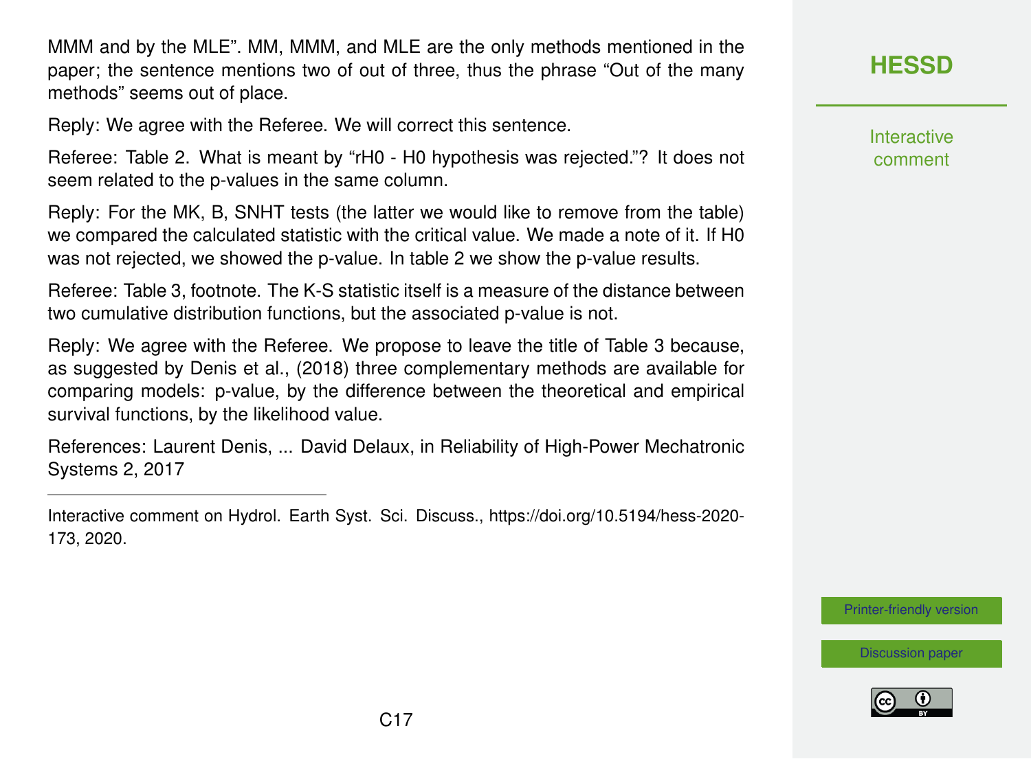MMM and by the MLE". MM, MMM, and MLE are the only methods mentioned in the paper; the sentence mentions two of out of three, thus the phrase "Out of the many methods" seems out of place.

Reply: We agree with the Referee. We will correct this sentence.

Referee: Table 2. What is meant by "rH0 - H0 hypothesis was rejected."? It does not seem related to the p-values in the same column.

Reply: For the MK, B, SNHT tests (the latter we would like to remove from the table) we compared the calculated statistic with the critical value. We made a note of it. If H0 was not rejected, we showed the p-value. In table 2 we show the p-value results.

Referee: Table 3, footnote. The K-S statistic itself is a measure of the distance between two cumulative distribution functions, but the associated p-value is not.

Reply: We agree with the Referee. We propose to leave the title of Table 3 because, as suggested by Denis et al., (2018) three complementary methods are available for comparing models: p-value, by the difference between the theoretical and empirical survival functions, by the likelihood value.

References: Laurent Denis, ... David Delaux, in Reliability of High-Power Mechatronic Systems 2, 2017

---

Interactive comment on Hydrol. Earth Syst. Sci. Discuss., https://doi.org/10.5194/hess-2020-173, 2020.